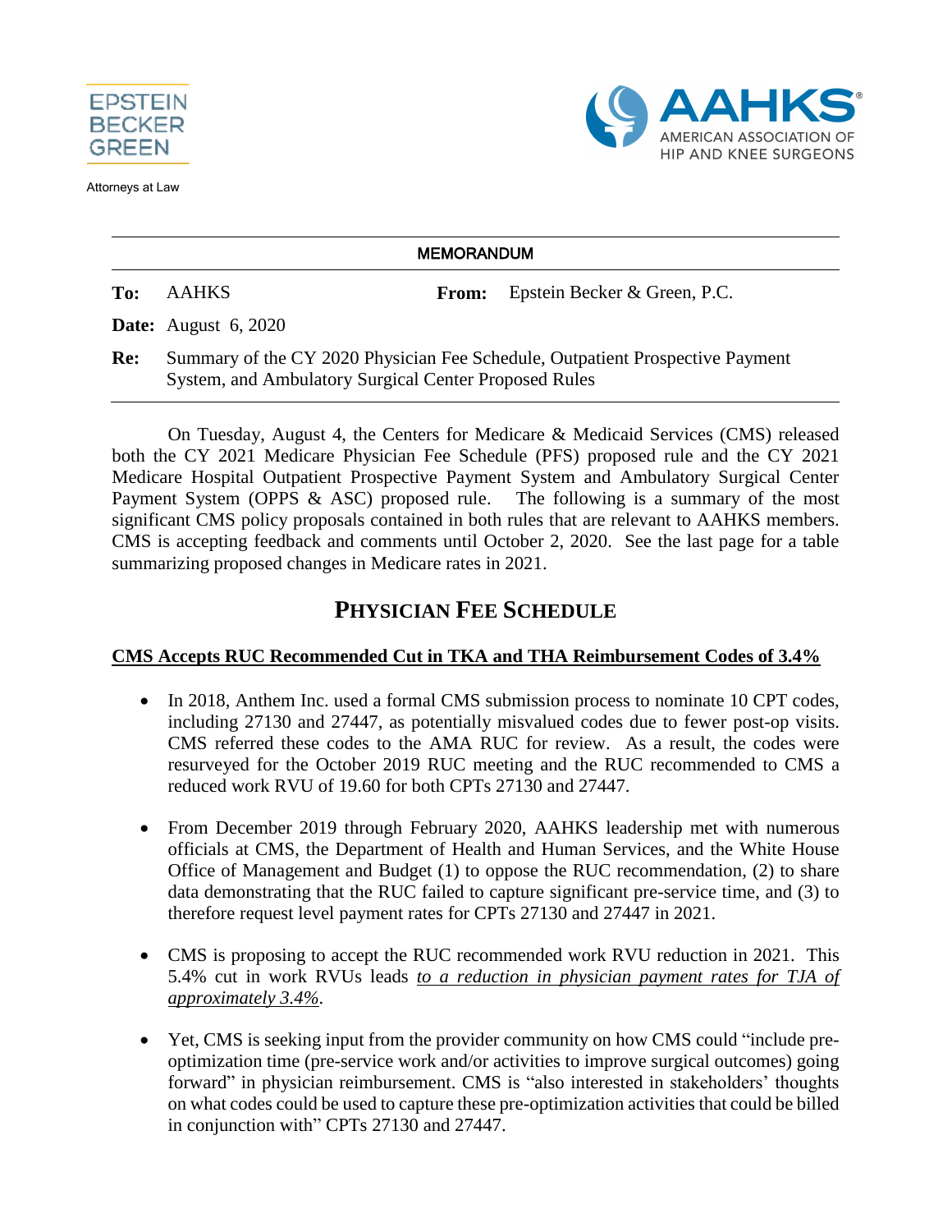EPSTEIN BECKER GREEN

Attorneys at Law

AAHKS® AMERICAN ASSOCIATION OF HIP AND KNEE SURGEONS

**MEMORANDUM**

**To:** AAHKS **From:** Epstein Becker & Green, P.C.

**Date:** August 6, 2020

**Re:** Summary of the CY 2020 Physician Fee Schedule, Outpatient Prospective Payment System, and Ambulatory Surgical Center Proposed Rules

On Tuesday, August 4, the Centers for Medicare & Medicaid Services (CMS) released both the CY 2021 Medicare Physician Fee Schedule (PFS) proposed rule and the CY 2021 Medicare Hospital Outpatient Prospective Payment System and Ambulatory Surgical Center Payment System (OPPS & ASC) proposed rule. The following is a summary of the most significant CMS policy proposals contained in both rules that are relevant to AAHKS members. CMS is accepting feedback and comments until October 2, 2020. See the last page for a table summarizing proposed changes in Medicare rates in 2021.

# PHYSICIAN FEE SCHEDULE

## CMS Accepts RUC Recommended Cut in TKA and THA Reimbursement Codes of 3.4%

- In 2018, Anthem Inc. used a formal CMS submission process to nominate 10 CPT codes, including 27130 and 27447, as potentially misvalued codes due to fewer post-op visits. CMS referred these codes to the AMA RUC for review. As a result, the codes were resurveyed for the October 2019 RUC meeting and the RUC recommended to CMS a reduced work RVU of 19.60 for both CPTs 27130 and 27447.

- From December 2019 through February 2020, AAHKS leadership met with numerous officials at CMS, the Department of Health and Human Services, and the White House Office of Management and Budget (1) to oppose the RUC recommendation, (2) to share data demonstrating that the RUC failed to capture significant pre-service time, and (3) to therefore request level payment rates for CPTs 27130 and 27447 in 2021.

- CMS is proposing to accept the RUC recommended work RVU reduction in 2021. This 5.4% cut in work RVUs leads *to a reduction in physician payment rates for TJA of approximately 3.4%*.

- Yet, CMS is seeking input from the provider community on how CMS could "include pre-optimization time (pre-service work and/or activities to improve surgical outcomes) going forward" in physician reimbursement. CMS is "also interested in stakeholders' thoughts on what codes could be used to capture these pre-optimization activities that could be billed in conjunction with" CPTs 27130 and 27447.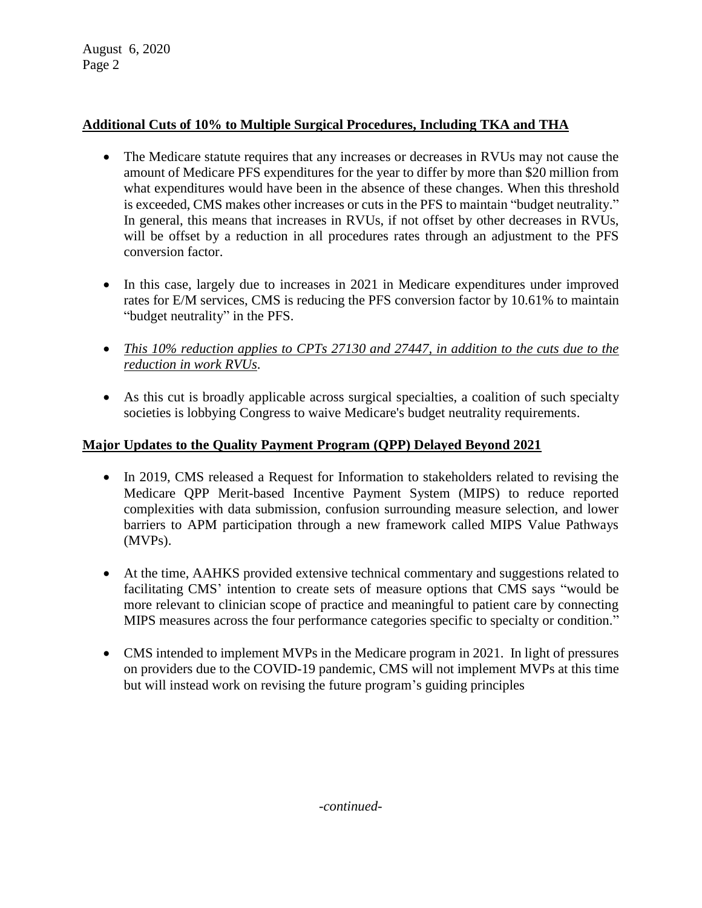## **Additional Cuts of 10% to Multiple Surgical Procedures, Including TKA and THA**

- The Medicare statute requires that any increases or decreases in RVUs may not cause the amount of Medicare PFS expenditures for the year to differ by more than $20 million from what expenditures would have been in the absence of these changes. When this threshold is exceeded, CMS makes other increases or cuts in the PFS to maintain "budget neutrality." In general, this means that increases in RVUs, if not offset by other decreases in RVUs, will be offset by a reduction in all procedures rates through an adjustment to the PFS conversion factor.
- In this case, largely due to increases in 2021 in Medicare expenditures under improved rates for E/M services, CMS is reducing the PFS conversion factor by 10.61% to maintain "budget neutrality" in the PFS.
- *This 10% reduction applies to CPTs 27130 and 27447, in addition to the cuts due to the reduction in work RVUs.*
- As this cut is broadly applicable across surgical specialties, a coalition of such specialty societies is lobbying Congress to waive Medicare's budget neutrality requirements.

## **Major Updates to the Quality Payment Program (QPP) Delayed Beyond 2021**

- In 2019, CMS released a Request for Information to stakeholders related to revising the Medicare QPP Merit-based Incentive Payment System (MIPS) to reduce reported complexities with data submission, confusion surrounding measure selection, and lower barriers to APM participation through a new framework called MIPS Value Pathways (MVPs).
- At the time, AAHKS provided extensive technical commentary and suggestions related to facilitating CMS' intention to create sets of measure options that CMS says "would be more relevant to clinician scope of practice and meaningful to patient care by connecting MIPS measures across the four performance categories specific to specialty or condition."
- CMS intended to implement MVPs in the Medicare program in 2021. In light of pressures on providers due to the COVID-19 pandemic, CMS will not implement MVPs at this time but will instead work on revising the future program's guiding principles

*-continued-*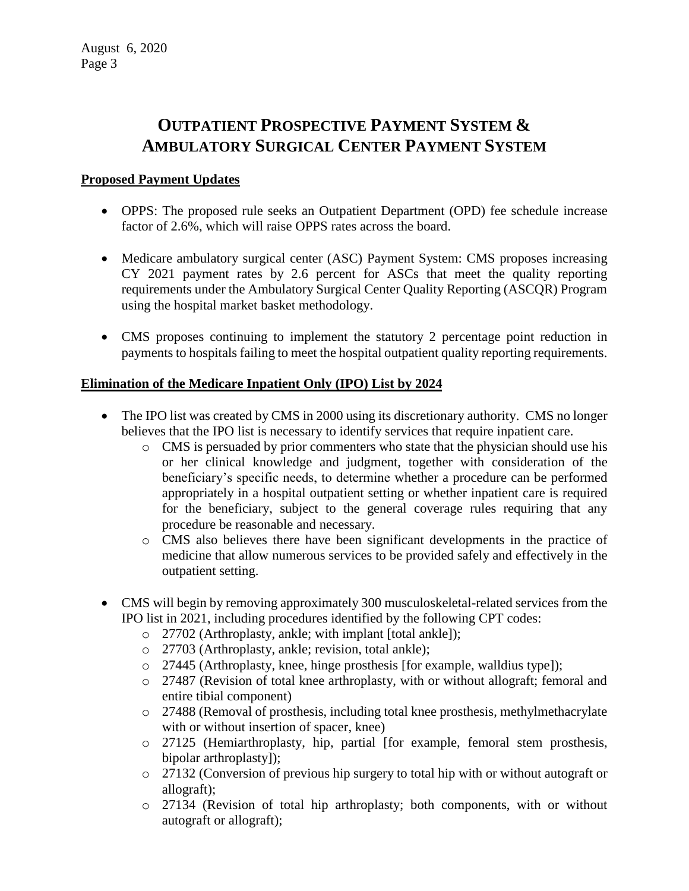# OUTPATIENT PROSPECTIVE PAYMENT SYSTEM & AMBULATORY SURGICAL CENTER PAYMENT SYSTEM

**Proposed Payment Updates**

- OPPS: The proposed rule seeks an Outpatient Department (OPD) fee schedule increase factor of 2.6%, which will raise OPPS rates across the board.
- Medicare ambulatory surgical center (ASC) Payment System: CMS proposes increasing CY 2021 payment rates by 2.6 percent for ASCs that meet the quality reporting requirements under the Ambulatory Surgical Center Quality Reporting (ASCQR) Program using the hospital market basket methodology.
- CMS proposes continuing to implement the statutory 2 percentage point reduction in payments to hospitals failing to meet the hospital outpatient quality reporting requirements.

**Elimination of the Medicare Inpatient Only (IPO) List by 2024**

- The IPO list was created by CMS in 2000 using its discretionary authority. CMS no longer believes that the IPO list is necessary to identify services that require inpatient care.
  - CMS is persuaded by prior commenters who state that the physician should use his or her clinical knowledge and judgment, together with consideration of the beneficiary's specific needs, to determine whether a procedure can be performed appropriately in a hospital outpatient setting or whether inpatient care is required for the beneficiary, subject to the general coverage rules requiring that any procedure be reasonable and necessary.
  - CMS also believes there have been significant developments in the practice of medicine that allow numerous services to be provided safely and effectively in the outpatient setting.
- CMS will begin by removing approximately 300 musculoskeletal-related services from the IPO list in 2021, including procedures identified by the following CPT codes:
  - 27702 (Arthroplasty, ankle; with implant [total ankle]);
  - 27703 (Arthroplasty, ankle; revision, total ankle);
  - 27445 (Arthroplasty, knee, hinge prosthesis [for example, walldius type]);
  - 27487 (Revision of total knee arthroplasty, with or without allograft; femoral and entire tibial component)
  - 27488 (Removal of prosthesis, including total knee prosthesis, methylmethacrylate with or without insertion of spacer, knee)
  - 27125 (Hemiarthroplasty, hip, partial [for example, femoral stem prosthesis, bipolar arthroplasty]);
  - 27132 (Conversion of previous hip surgery to total hip with or without autograft or allograft);
  - 27134 (Revision of total hip arthroplasty; both components, with or without autograft or allograft);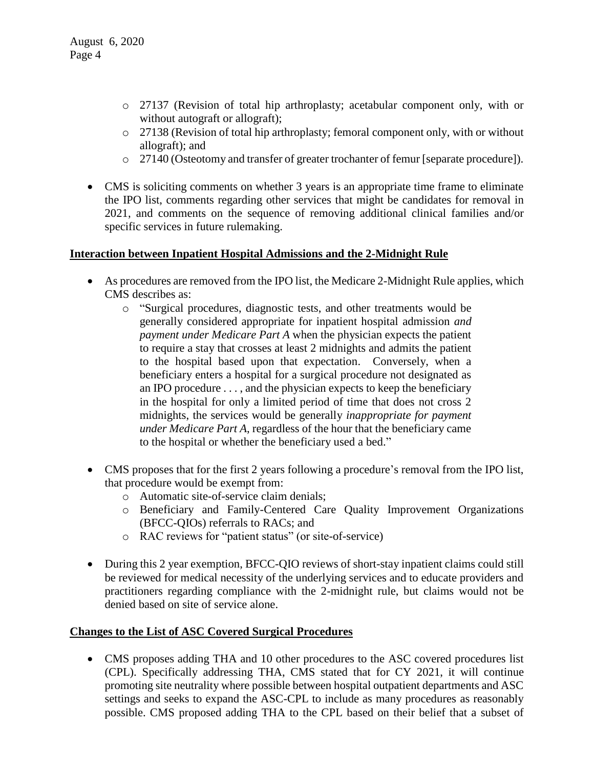- 27137 (Revision of total hip arthroplasty; acetabular component only, with or without autograft or allograft);
  - 27138 (Revision of total hip arthroplasty; femoral component only, with or without allograft); and
  - 27140 (Osteotomy and transfer of greater trochanter of femur [separate procedure]).

- CMS is soliciting comments on whether 3 years is an appropriate time frame to eliminate the IPO list, comments regarding other services that might be candidates for removal in 2021, and comments on the sequence of removing additional clinical families and/or specific services in future rulemaking.

**Interaction between Inpatient Hospital Admissions and the 2-Midnight Rule**

- As procedures are removed from the IPO list, the Medicare 2-Midnight Rule applies, which CMS describes as:
  - "Surgical procedures, diagnostic tests, and other treatments would be generally considered appropriate for inpatient hospital admission *and payment under Medicare Part A* when the physician expects the patient to require a stay that crosses at least 2 midnights and admits the patient to the hospital based upon that expectation. Conversely, when a beneficiary enters a hospital for a surgical procedure not designated as an IPO procedure . . . , and the physician expects to keep the beneficiary in the hospital for only a limited period of time that does not cross 2 midnights, the services would be generally *inappropriate for payment under Medicare Part A*, regardless of the hour that the beneficiary came to the hospital or whether the beneficiary used a bed."

- CMS proposes that for the first 2 years following a procedure's removal from the IPO list, that procedure would be exempt from:
  - Automatic site-of-service claim denials;
  - Beneficiary and Family-Centered Care Quality Improvement Organizations (BFCC-QIOs) referrals to RACs; and
  - RAC reviews for "patient status" (or site-of-service)

- During this 2 year exemption, BFCC-QIO reviews of short-stay inpatient claims could still be reviewed for medical necessity of the underlying services and to educate providers and practitioners regarding compliance with the 2-midnight rule, but claims would not be denied based on site of service alone.

**Changes to the List of ASC Covered Surgical Procedures**

- CMS proposes adding THA and 10 other procedures to the ASC covered procedures list (CPL). Specifically addressing THA, CMS stated that for CY 2021, it will continue promoting site neutrality where possible between hospital outpatient departments and ASC settings and seeks to expand the ASC-CPL to include as many procedures as reasonably possible. CMS proposed adding THA to the CPL based on their belief that a subset of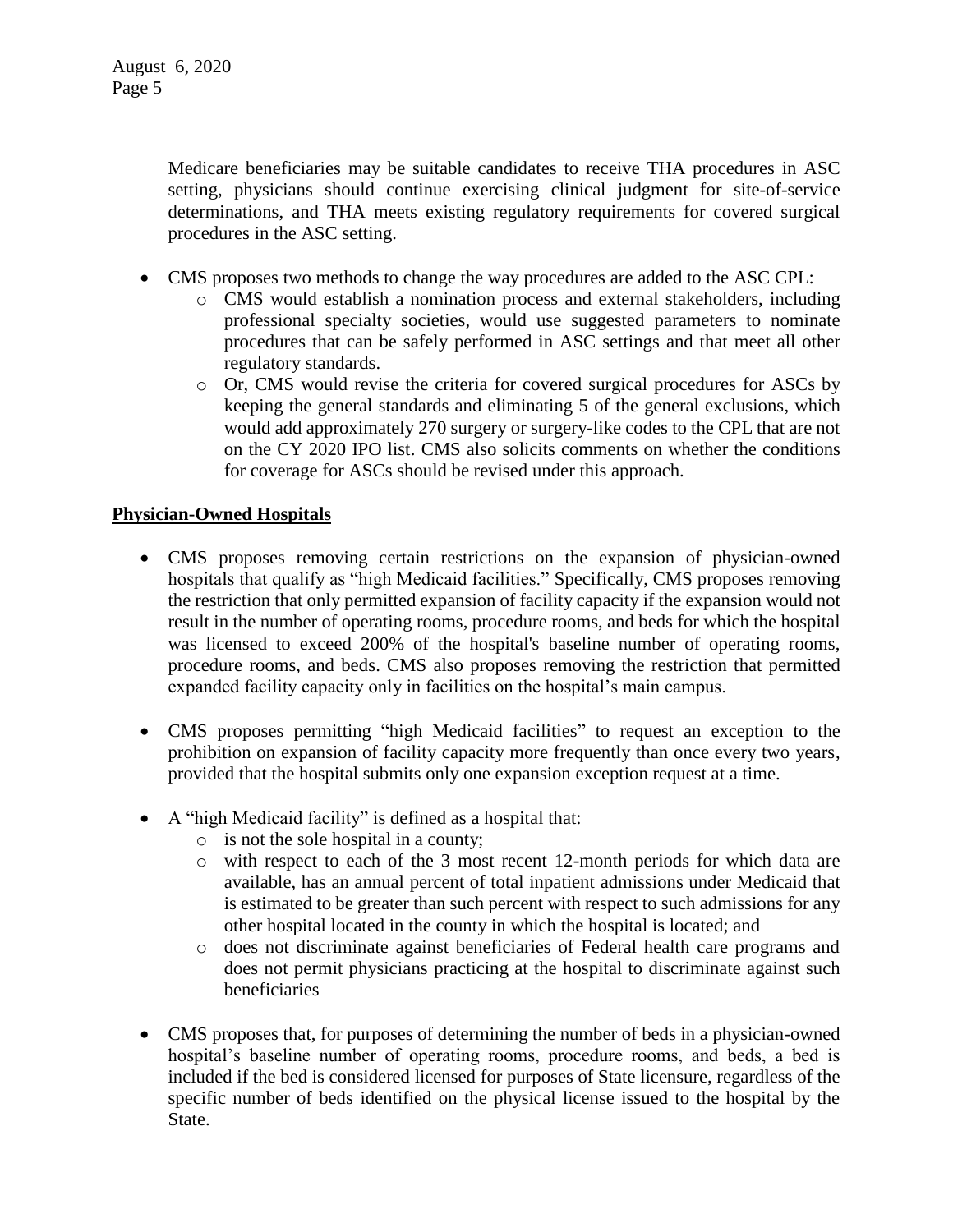Medicare beneficiaries may be suitable candidates to receive THA procedures in ASC setting, physicians should continue exercising clinical judgment for site-of-service determinations, and THA meets existing regulatory requirements for covered surgical procedures in the ASC setting.

- CMS proposes two methods to change the way procedures are added to the ASC CPL:
  - CMS would establish a nomination process and external stakeholders, including professional specialty societies, would use suggested parameters to nominate procedures that can be safely performed in ASC settings and that meet all other regulatory standards.
  - Or, CMS would revise the criteria for covered surgical procedures for ASCs by keeping the general standards and eliminating 5 of the general exclusions, which would add approximately 270 surgery or surgery-like codes to the CPL that are not on the CY 2020 IPO list. CMS also solicits comments on whether the conditions for coverage for ASCs should be revised under this approach.

**Physician-Owned Hospitals**

- CMS proposes removing certain restrictions on the expansion of physician-owned hospitals that qualify as "high Medicaid facilities." Specifically, CMS proposes removing the restriction that only permitted expansion of facility capacity if the expansion would not result in the number of operating rooms, procedure rooms, and beds for which the hospital was licensed to exceed 200% of the hospital's baseline number of operating rooms, procedure rooms, and beds. CMS also proposes removing the restriction that permitted expanded facility capacity only in facilities on the hospital's main campus.

- CMS proposes permitting "high Medicaid facilities" to request an exception to the prohibition on expansion of facility capacity more frequently than once every two years, provided that the hospital submits only one expansion exception request at a time.

- A "high Medicaid facility" is defined as a hospital that:
  - is not the sole hospital in a county;
  - with respect to each of the 3 most recent 12-month periods for which data are available, has an annual percent of total inpatient admissions under Medicaid that is estimated to be greater than such percent with respect to such admissions for any other hospital located in the county in which the hospital is located; and
  - does not discriminate against beneficiaries of Federal health care programs and does not permit physicians practicing at the hospital to discriminate against such beneficiaries

- CMS proposes that, for purposes of determining the number of beds in a physician-owned hospital's baseline number of operating rooms, procedure rooms, and beds, a bed is included if the bed is considered licensed for purposes of State licensure, regardless of the specific number of beds identified on the physical license issued to the hospital by the State.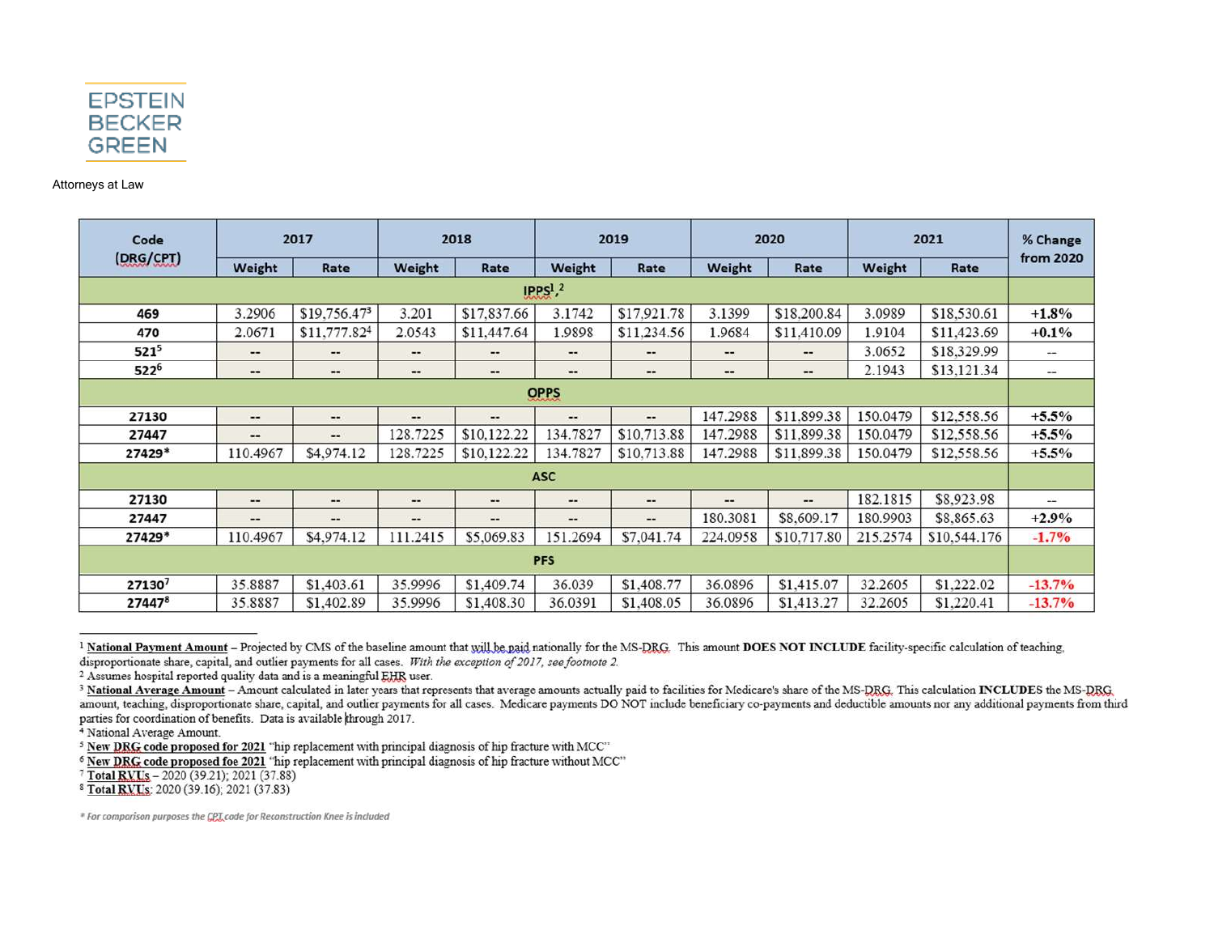EPSTEIN BECKER GREEN

Attorneys at Law

| Code (DRG/CPT) | 2017 | | 2018 | | 2019 | | 2020 | | 2021 | | % Change from 2020 |
|---|---|---|---|---|---|---|---|---|---|---|---|
| | Weight | Rate | Weight | Rate | Weight | Rate | Weight | Rate | Weight | Rate | |
| **IPPS[1,2]** | | | | | | | | | | | |
| **469** | 3.2906 | $19,756.47[3] | 3.201 | $17,837.66 | 3.1742 | $17,921.78 | 3.1399 | $18,200.84 | 3.0989 | $18,530.61 | **+1.8%** |
| **470** | 2.0671 | $11,777.82[4] | 2.0543 | $11,447.64 | 1.9898 | $11,234.56 | 1.9684 | $11,410.09 | 1.9104 | $11,423.69 | **+0.1%** |
| **521[5]** | -- | -- | -- | -- | -- | -- | -- | -- | 3.0652 | $18,329.99 | -- |
| **522[6]** | -- | -- | -- | -- | -- | -- | -- | -- | 2.1943 | $13,121.34 | -- |
| **OPPS** | | | | | | | | | | | |
| **27130** | -- | -- | -- | -- | -- | -- | 147.2988 | $11,899.38 | 150.0479 | $12,558.56 | **+5.5%** |
| **27447** | -- | -- | 128.7225 | $10,122.22 | 134.7827 | $10,713.88 | 147.2988 | $11,899.38 | 150.0479 | $12,558.56 | **+5.5%** |
| **27429*** | 110.4967 | $4,974.12 | 128.7225 | $10,122.22 | 134.7827 | $10,713.88 | 147.2988 | $11,899.38 | 150.0479 | $12,558.56 | **+5.5%** |
| **ASC** | | | | | | | | | | | |
| **27130** | -- | -- | -- | -- | -- | -- | -- | -- | 182.1815 | $8,923.98 | -- |
| **27447** | -- | -- | -- | -- | -- | -- | 180.3081 | $8,609.17 | 180.9903 | $8,865.63 | +2.9% |
| **27429*** | 110.4967 | $4,974.12 | 111.2415 | $5,069.83 | 151.2694 | $7,041.74 | 224.0958 | $10,717.80 | 215.2574 | $10,544.176 | -1.7% |
| **PFS** | | | | | | | | | | | |
| **27130[7]** | 35.8887 | $1,403.61 | 35.9996 | $1,409.74 | 36.039 | $1,408.77 | 36.0896 | $1,415.07 | 32.2605 | $1,222.02 | -13.7% |
| **27447[8]** | 35.8887 | $1,402.89 | 35.9996 | $1,408.30 | 36.0391 | $1,408.05 | 36.0896 | $1,413.27 | 32.2605 | $1,220.41 | -13.7% |

[1] **National Payment Amount** – Projected by CMS of the baseline amount that will be paid nationally for the MS-DRG. This amount **DOES NOT INCLUDE** facility-specific calculation of teaching, disproportionate share, capital, and outlier payments for all cases. *With the exception of 2017, see footnote 2.*

[2] Assumes hospital reported quality data and is a meaningful EHR user.

[3] **National Average Amount** – Amount calculated in later years that represents that average amounts actually paid to facilities for Medicare's share of the MS-DRG. This calculation **INCLUDES** the MS-DRG amount, teaching, disproportionate share, capital, and outlier payments for all cases. Medicare payments DO NOT include beneficiary co-payments and deductible amounts nor any additional payments from third parties for coordination of benefits. Data is available through 2017.

[4] National Average Amount.

[5] **New DRG code proposed for 2021** "hip replacement with principal diagnosis of hip fracture with MCC"

[6] **New DRG code proposed foe 2021** "hip replacement with principal diagnosis of hip fracture without MCC"

[7] **Total RVUs** – 2020 (39.21); 2021 (37.88)

[8] **Total RVUs**: 2020 (39.16); 2021 (37.83)

*\* For comparison purposes the CPT code for Reconstruction Knee is included*